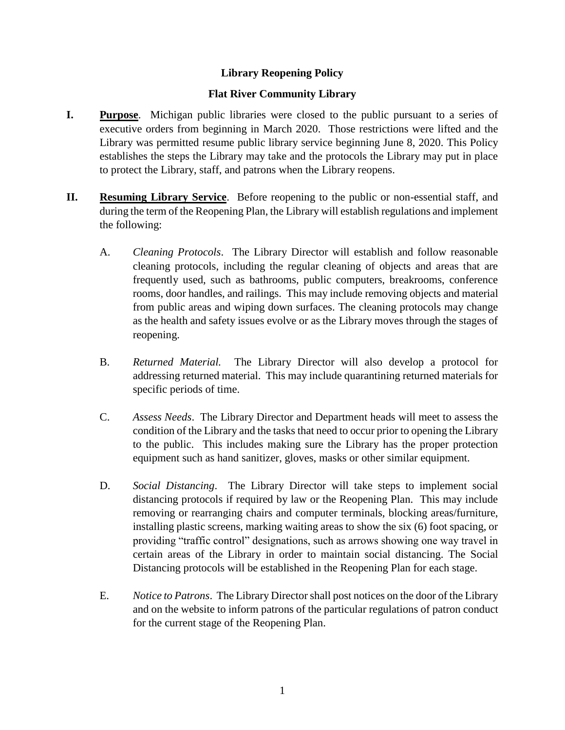# Library Reopening Policy

## Flat River Community Library

**I. Purpose**. Michigan public libraries were closed to the public pursuant to a series of executive orders from beginning in March 2020. Those restrictions were lifted and the Library was permitted resume public library service beginning June 8, 2020. This Policy establishes the steps the Library may take and the protocols the Library may put in place to protect the Library, staff, and patrons when the Library reopens.

**II. Resuming Library Service**. Before reopening to the public or non-essential staff, and during the term of the Reopening Plan, the Library will establish regulations and implement the following:

A. *Cleaning Protocols*. The Library Director will establish and follow reasonable cleaning protocols, including the regular cleaning of objects and areas that are frequently used, such as bathrooms, public computers, breakrooms, conference rooms, door handles, and railings. This may include removing objects and material from public areas and wiping down surfaces. The cleaning protocols may change as the health and safety issues evolve or as the Library moves through the stages of reopening.

B. *Returned Material.* The Library Director will also develop a protocol for addressing returned material. This may include quarantining returned materials for specific periods of time.

C. *Assess Needs*. The Library Director and Department heads will meet to assess the condition of the Library and the tasks that need to occur prior to opening the Library to the public. This includes making sure the Library has the proper protection equipment such as hand sanitizer, gloves, masks or other similar equipment.

D. *Social Distancing*. The Library Director will take steps to implement social distancing protocols if required by law or the Reopening Plan. This may include removing or rearranging chairs and computer terminals, blocking areas/furniture, installing plastic screens, marking waiting areas to show the six (6) foot spacing, or providing "traffic control" designations, such as arrows showing one way travel in certain areas of the Library in order to maintain social distancing. The Social Distancing protocols will be established in the Reopening Plan for each stage.

E. *Notice to Patrons*. The Library Director shall post notices on the door of the Library and on the website to inform patrons of the particular regulations of patron conduct for the current stage of the Reopening Plan.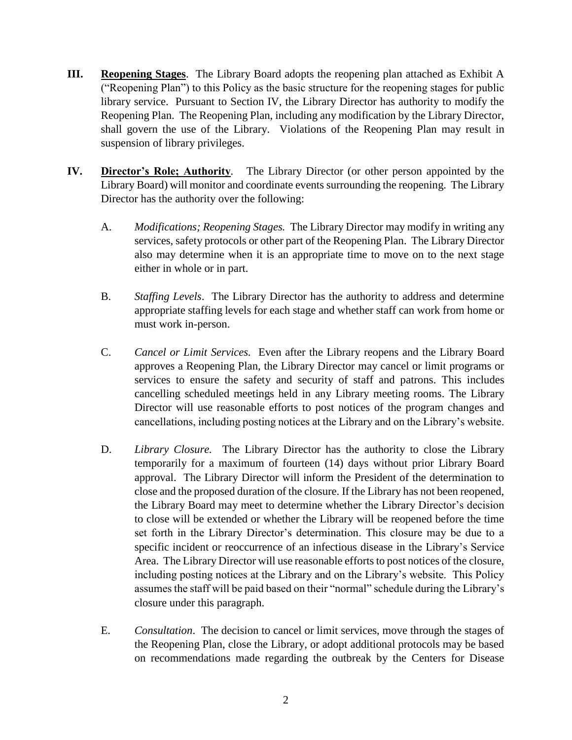**III.** **Reopening Stages**. The Library Board adopts the reopening plan attached as Exhibit A ("Reopening Plan") to this Policy as the basic structure for the reopening stages for public library service. Pursuant to Section IV, the Library Director has authority to modify the Reopening Plan. The Reopening Plan, including any modification by the Library Director, shall govern the use of the Library. Violations of the Reopening Plan may result in suspension of library privileges.

**IV.** **Director's Role; Authority**. The Library Director (or other person appointed by the Library Board) will monitor and coordinate events surrounding the reopening. The Library Director has the authority over the following:

A. *Modifications; Reopening Stages.* The Library Director may modify in writing any services, safety protocols or other part of the Reopening Plan. The Library Director also may determine when it is an appropriate time to move on to the next stage either in whole or in part.

B. *Staffing Levels*. The Library Director has the authority to address and determine appropriate staffing levels for each stage and whether staff can work from home or must work in-person.

C. *Cancel or Limit Services.* Even after the Library reopens and the Library Board approves a Reopening Plan, the Library Director may cancel or limit programs or services to ensure the safety and security of staff and patrons. This includes cancelling scheduled meetings held in any Library meeting rooms. The Library Director will use reasonable efforts to post notices of the program changes and cancellations, including posting notices at the Library and on the Library's website.

D. *Library Closure.* The Library Director has the authority to close the Library temporarily for a maximum of fourteen (14) days without prior Library Board approval. The Library Director will inform the President of the determination to close and the proposed duration of the closure. If the Library has not been reopened, the Library Board may meet to determine whether the Library Director's decision to close will be extended or whether the Library will be reopened before the time set forth in the Library Director's determination. This closure may be due to a specific incident or reoccurrence of an infectious disease in the Library's Service Area. The Library Director will use reasonable efforts to post notices of the closure, including posting notices at the Library and on the Library's website. This Policy assumes the staff will be paid based on their "normal" schedule during the Library's closure under this paragraph.

E. *Consultation*. The decision to cancel or limit services, move through the stages of the Reopening Plan, close the Library, or adopt additional protocols may be based on recommendations made regarding the outbreak by the Centers for Disease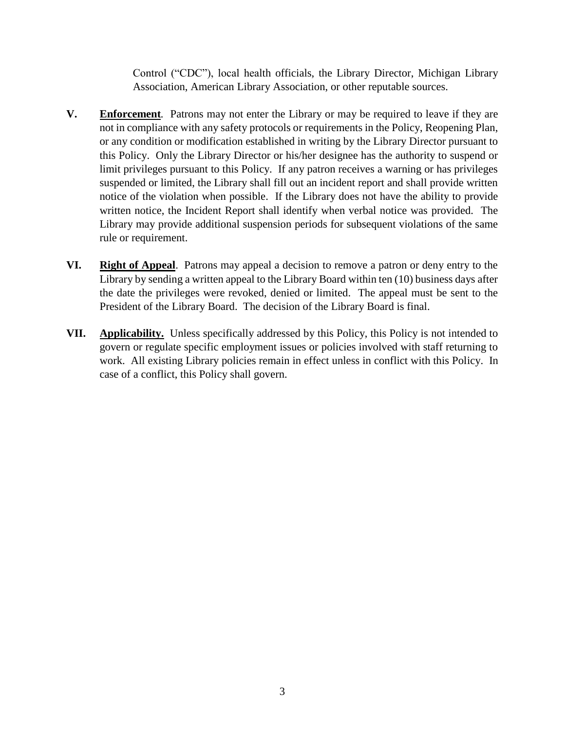Control ("CDC"), local health officials, the Library Director, Michigan Library Association, American Library Association, or other reputable sources.

**V.** **Enforcement**. Patrons may not enter the Library or may be required to leave if they are not in compliance with any safety protocols or requirements in the Policy, Reopening Plan, or any condition or modification established in writing by the Library Director pursuant to this Policy. Only the Library Director or his/her designee has the authority to suspend or limit privileges pursuant to this Policy. If any patron receives a warning or has privileges suspended or limited, the Library shall fill out an incident report and shall provide written notice of the violation when possible. If the Library does not have the ability to provide written notice, the Incident Report shall identify when verbal notice was provided. The Library may provide additional suspension periods for subsequent violations of the same rule or requirement.

**VI.** **Right of Appeal**. Patrons may appeal a decision to remove a patron or deny entry to the Library by sending a written appeal to the Library Board within ten (10) business days after the date the privileges were revoked, denied or limited. The appeal must be sent to the President of the Library Board. The decision of the Library Board is final.

**VII.** **Applicability.** Unless specifically addressed by this Policy, this Policy is not intended to govern or regulate specific employment issues or policies involved with staff returning to work. All existing Library policies remain in effect unless in conflict with this Policy. In case of a conflict, this Policy shall govern.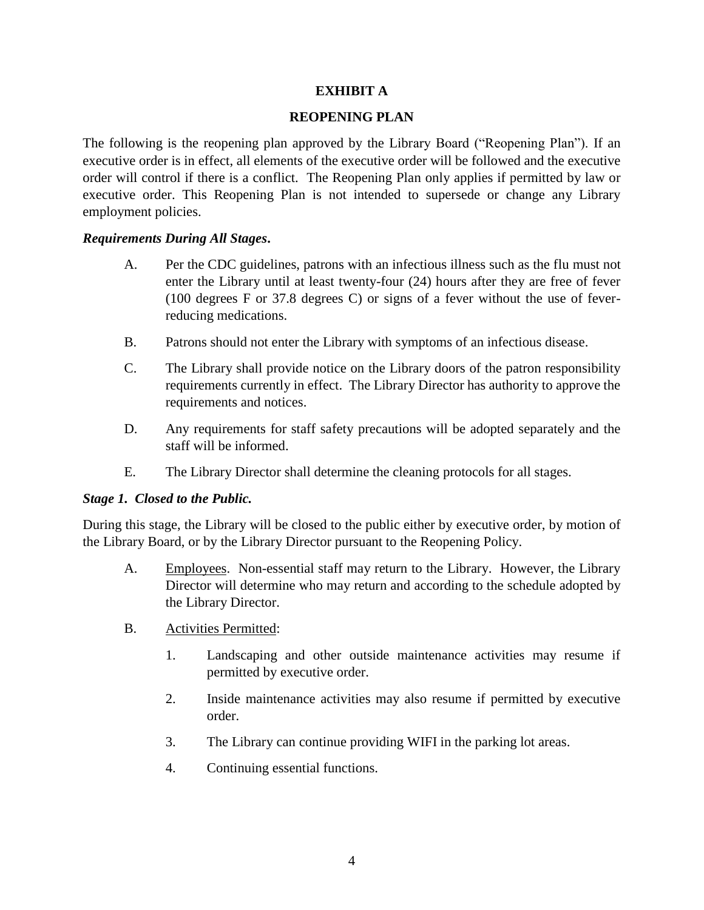# EXHIBIT A

## REOPENING PLAN

The following is the reopening plan approved by the Library Board ("Reopening Plan"). If an executive order is in effect, all elements of the executive order will be followed and the executive order will control if there is a conflict. The Reopening Plan only applies if permitted by law or executive order. This Reopening Plan is not intended to supersede or change any Library employment policies.

***Requirements During All Stages.***

A. Per the CDC guidelines, patrons with an infectious illness such as the flu must not enter the Library until at least twenty-four (24) hours after they are free of fever (100 degrees F or 37.8 degrees C) or signs of a fever without the use of fever-reducing medications.

B. Patrons should not enter the Library with symptoms of an infectious disease.

C. The Library shall provide notice on the Library doors of the patron responsibility requirements currently in effect. The Library Director has authority to approve the requirements and notices.

D. Any requirements for staff safety precautions will be adopted separately and the staff will be informed.

E. The Library Director shall determine the cleaning protocols for all stages.

***Stage 1. Closed to the Public.***

During this stage, the Library will be closed to the public either by executive order, by motion of the Library Board, or by the Library Director pursuant to the Reopening Policy.

A. Employees. Non-essential staff may return to the Library. However, the Library Director will determine who may return and according to the schedule adopted by the Library Director.

B. Activities Permitted:

1. Landscaping and other outside maintenance activities may resume if permitted by executive order.

2. Inside maintenance activities may also resume if permitted by executive order.

3. The Library can continue providing WIFI in the parking lot areas.

4. Continuing essential functions.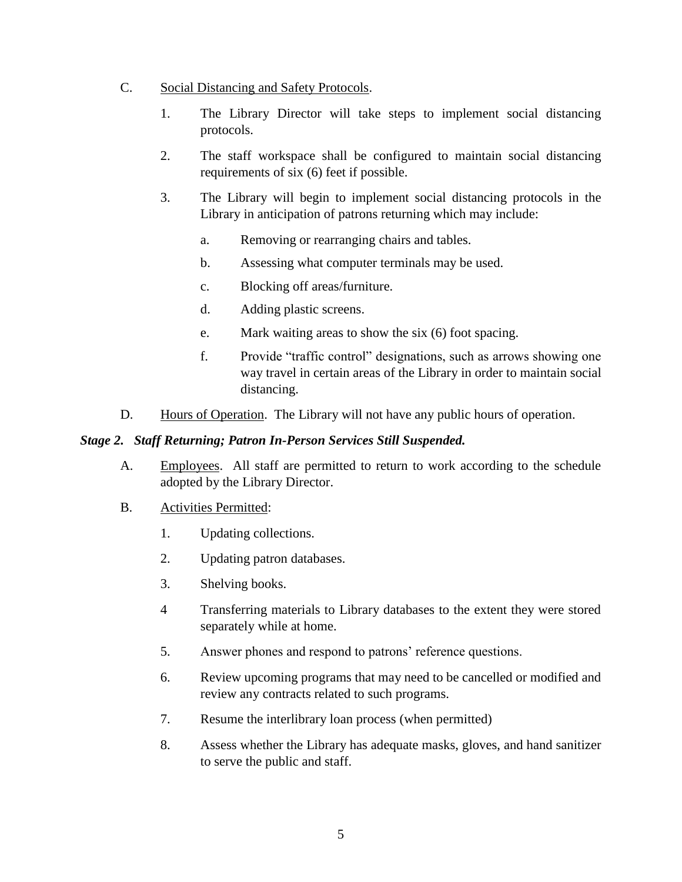C. Social Distancing and Safety Protocols.

1. The Library Director will take steps to implement social distancing protocols.

2. The staff workspace shall be configured to maintain social distancing requirements of six (6) feet if possible.

3. The Library will begin to implement social distancing protocols in the Library in anticipation of patrons returning which may include:

   a. Removing or rearranging chairs and tables.

   b. Assessing what computer terminals may be used.

   c. Blocking off areas/furniture.

   d. Adding plastic screens.

   e. Mark waiting areas to show the six (6) foot spacing.

   f. Provide "traffic control" designations, such as arrows showing one way travel in certain areas of the Library in order to maintain social distancing.

D. Hours of Operation. The Library will not have any public hours of operation.

### *Stage 2. Staff Returning; Patron In-Person Services Still Suspended.*

A. Employees. All staff are permitted to return to work according to the schedule adopted by the Library Director.

B. Activities Permitted:

1. Updating collections.

2. Updating patron databases.

3. Shelving books.

4 Transferring materials to Library databases to the extent they were stored separately while at home.

5. Answer phones and respond to patrons' reference questions.

6. Review upcoming programs that may need to be cancelled or modified and review any contracts related to such programs.

7. Resume the interlibrary loan process (when permitted)

8. Assess whether the Library has adequate masks, gloves, and hand sanitizer to serve the public and staff.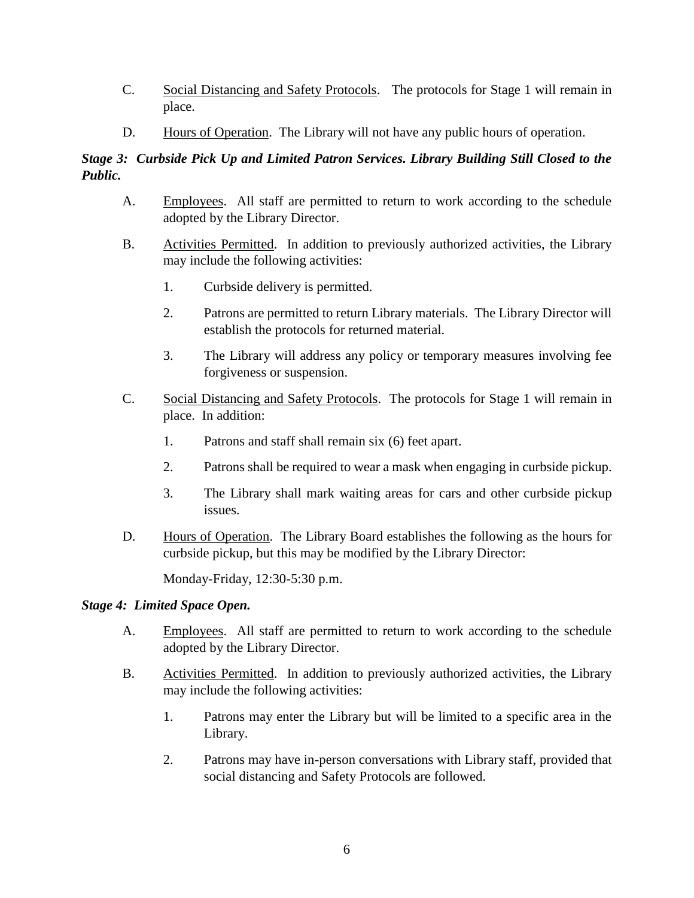C. <u>Social Distancing and Safety Protocols</u>. The protocols for Stage 1 will remain in place.

D. <u>Hours of Operation</u>. The Library will not have any public hours of operation.

***Stage 3: Curbside Pick Up and Limited Patron Services. Library Building Still Closed to the Public.***

A. <u>Employees</u>. All staff are permitted to return to work according to the schedule adopted by the Library Director.

B. <u>Activities Permitted</u>. In addition to previously authorized activities, the Library may include the following activities:

1. Curbside delivery is permitted.

2. Patrons are permitted to return Library materials. The Library Director will establish the protocols for returned material.

3. The Library will address any policy or temporary measures involving fee forgiveness or suspension.

C. <u>Social Distancing and Safety Protocols</u>. The protocols for Stage 1 will remain in place. In addition:

1. Patrons and staff shall remain six (6) feet apart.

2. Patrons shall be required to wear a mask when engaging in curbside pickup.

3. The Library shall mark waiting areas for cars and other curbside pickup issues.

D. <u>Hours of Operation</u>. The Library Board establishes the following as the hours for curbside pickup, but this may be modified by the Library Director:

Monday-Friday, 12:30-5:30 p.m.

***Stage 4: Limited Space Open.***

A. <u>Employees</u>. All staff are permitted to return to work according to the schedule adopted by the Library Director.

B. <u>Activities Permitted</u>. In addition to previously authorized activities, the Library may include the following activities:

1. Patrons may enter the Library but will be limited to a specific area in the Library.

2. Patrons may have in-person conversations with Library staff, provided that social distancing and Safety Protocols are followed.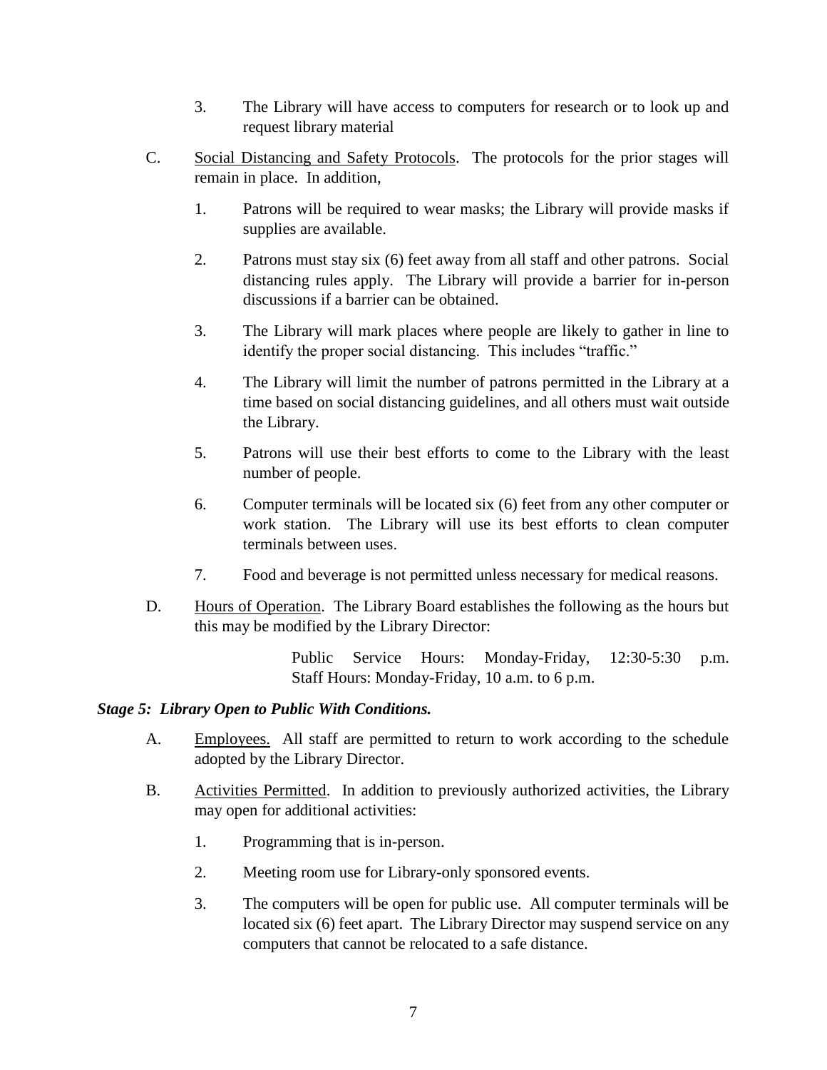3. The Library will have access to computers for research or to look up and request library material

C. Social Distancing and Safety Protocols. The protocols for the prior stages will remain in place. In addition,

1. Patrons will be required to wear masks; the Library will provide masks if supplies are available.

2. Patrons must stay six (6) feet away from all staff and other patrons. Social distancing rules apply. The Library will provide a barrier for in-person discussions if a barrier can be obtained.

3. The Library will mark places where people are likely to gather in line to identify the proper social distancing. This includes "traffic."

4. The Library will limit the number of patrons permitted in the Library at a time based on social distancing guidelines, and all others must wait outside the Library.

5. Patrons will use their best efforts to come to the Library with the least number of people.

6. Computer terminals will be located six (6) feet from any other computer or work station. The Library will use its best efforts to clean computer terminals between uses.

7. Food and beverage is not permitted unless necessary for medical reasons.

D. Hours of Operation. The Library Board establishes the following as the hours but this may be modified by the Library Director:

Public Service Hours: Monday-Friday, 12:30-5:30 p.m.
Staff Hours: Monday-Friday, 10 a.m. to 6 p.m.

***Stage 5: Library Open to Public With Conditions.***

A. Employees. All staff are permitted to return to work according to the schedule adopted by the Library Director.

B. Activities Permitted. In addition to previously authorized activities, the Library may open for additional activities:

1. Programming that is in-person.

2. Meeting room use for Library-only sponsored events.

3. The computers will be open for public use. All computer terminals will be located six (6) feet apart. The Library Director may suspend service on any computers that cannot be relocated to a safe distance.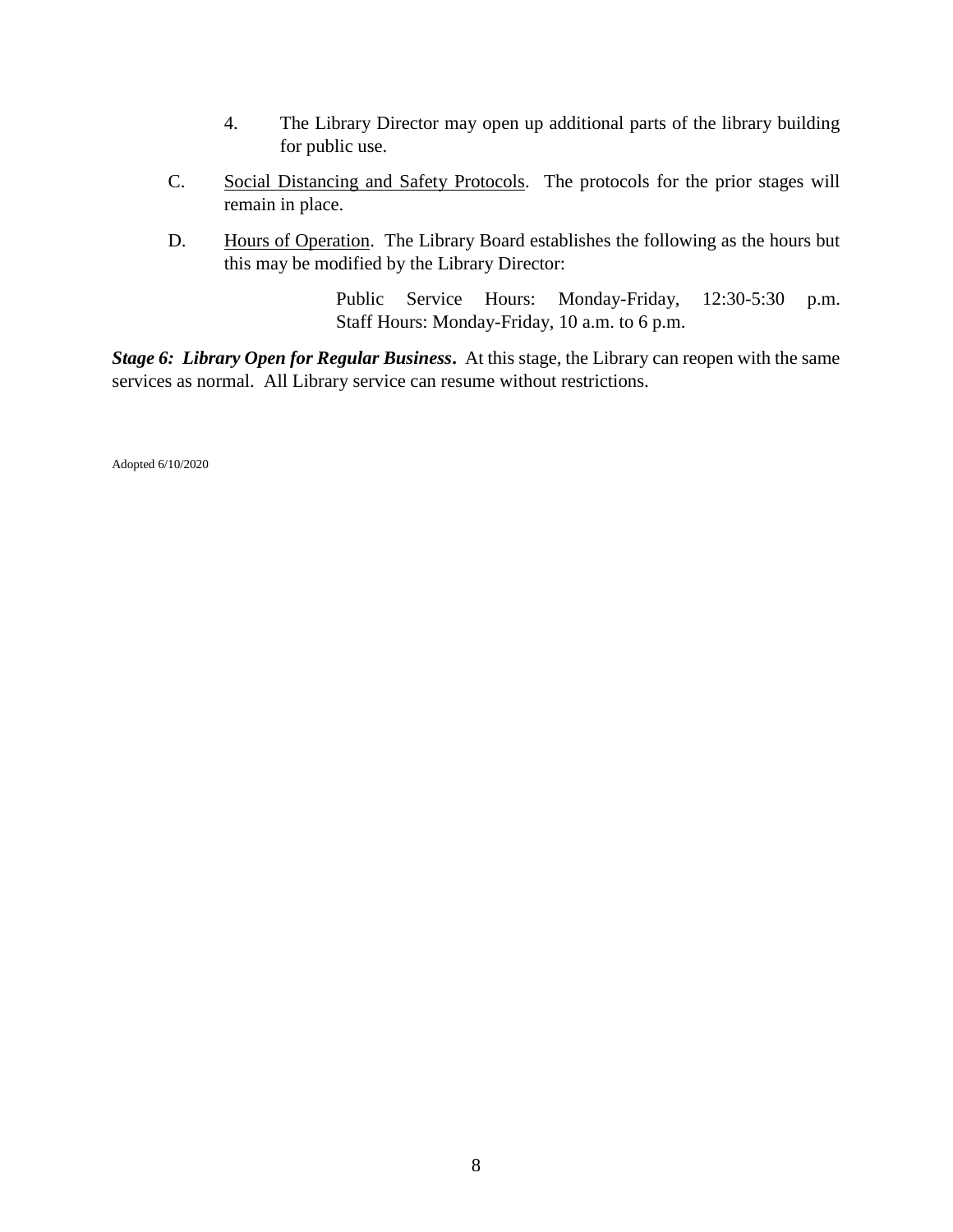4. The Library Director may open up additional parts of the library building for public use.

C. Social Distancing and Safety Protocols. The protocols for the prior stages will remain in place.

D. Hours of Operation. The Library Board establishes the following as the hours but this may be modified by the Library Director:

Public Service Hours: Monday-Friday, 12:30-5:30 p.m.
Staff Hours: Monday-Friday, 10 a.m. to 6 p.m.

***Stage 6: Library Open for Regular Business.*** At this stage, the Library can reopen with the same services as normal. All Library service can resume without restrictions.

Adopted 6/10/2020